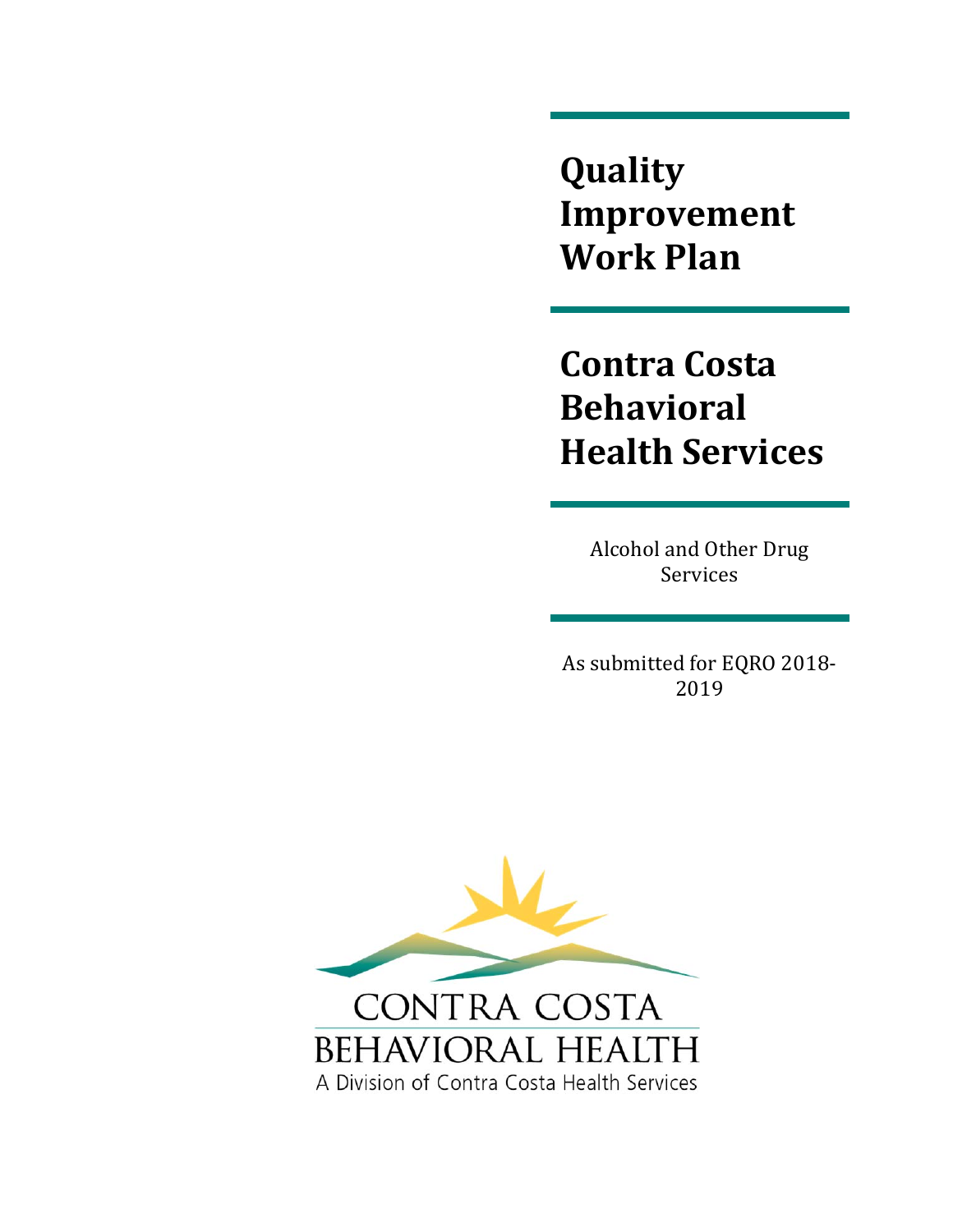# Quality Improvement Work Plan

# Contra Costa Behavioral Health Services

Alcohol and Other Drug Services

As submitted for EQRO 2018-2019

CONTRA COSTA
BEHAVIORAL HEALTH
A Division of Contra Costa Health Services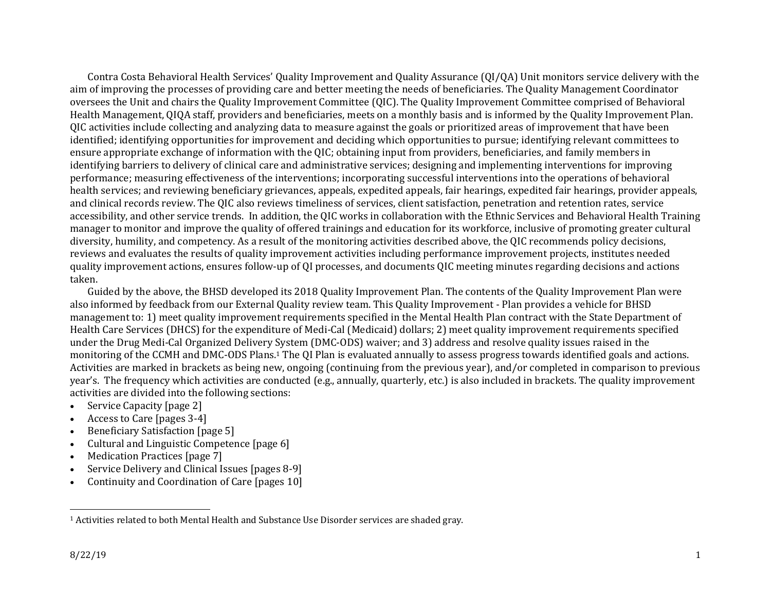Contra Costa Behavioral Health Services' Quality Improvement and Quality Assurance (QI/QA) Unit monitors service delivery with the aim of improving the processes of providing care and better meeting the needs of beneficiaries. The Quality Management Coordinator oversees the Unit and chairs the Quality Improvement Committee (QIC). The Quality Improvement Committee comprised of Behavioral Health Management, QIQA staff, providers and beneficiaries, meets on a monthly basis and is informed by the Quality Improvement Plan. QIC activities include collecting and analyzing data to measure against the goals or prioritized areas of improvement that have been identified; identifying opportunities for improvement and deciding which opportunities to pursue; identifying relevant committees to ensure appropriate exchange of information with the QIC; obtaining input from providers, beneficiaries, and family members in identifying barriers to delivery of clinical care and administrative services; designing and implementing interventions for improving performance; measuring effectiveness of the interventions; incorporating successful interventions into the operations of behavioral health services; and reviewing beneficiary grievances, appeals, expedited appeals, fair hearings, expedited fair hearings, provider appeals, and clinical records review. The QIC also reviews timeliness of services, client satisfaction, penetration and retention rates, service accessibility, and other service trends. In addition, the QIC works in collaboration with the Ethnic Services and Behavioral Health Training manager to monitor and improve the quality of offered trainings and education for its workforce, inclusive of promoting greater cultural diversity, humility, and competency. As a result of the monitoring activities described above, the QIC recommends policy decisions, reviews and evaluates the results of quality improvement activities including performance improvement projects, institutes needed quality improvement actions, ensures follow-up of QI processes, and documents QIC meeting minutes regarding decisions and actions taken.

Guided by the above, the BHSD developed its 2018 Quality Improvement Plan. The contents of the Quality Improvement Plan were also informed by feedback from our External Quality review team. This Quality Improvement - Plan provides a vehicle for BHSD management to: 1) meet quality improvement requirements specified in the Mental Health Plan contract with the State Department of Health Care Services (DHCS) for the expenditure of Medi-Cal (Medicaid) dollars; 2) meet quality improvement requirements specified under the Drug Medi-Cal Organized Delivery System (DMC-ODS) waiver; and 3) address and resolve quality issues raised in the monitoring of the CCMH and DMC-ODS Plans.[1] The QI Plan is evaluated annually to assess progress towards identified goals and actions. Activities are marked in brackets as being new, ongoing (continuing from the previous year), and/or completed in comparison to previous year's. The frequency which activities are conducted (e.g., annually, quarterly, etc.) is also included in brackets. The quality improvement activities are divided into the following sections:

- Service Capacity [page 2]
- Access to Care [pages 3-4]
- Beneficiary Satisfaction [page 5]
- Cultural and Linguistic Competence [page 6]
- Medication Practices [page 7]
- Service Delivery and Clinical Issues [pages 8-9]
- Continuity and Coordination of Care [pages 10]

[1] Activities related to both Mental Health and Substance Use Disorder services are shaded gray.

8/22/19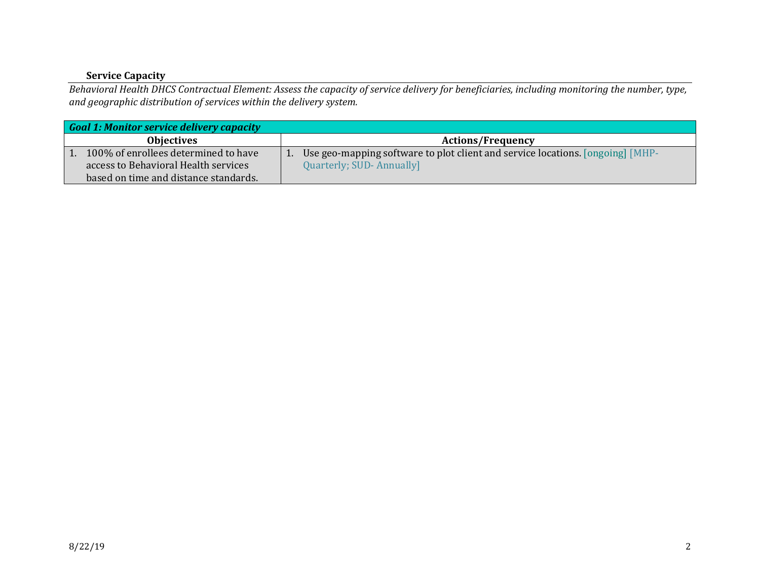**Service Capacity**

*Behavioral Health DHCS Contractual Element: Assess the capacity of service delivery for beneficiaries, including monitoring the number, type, and geographic distribution of services within the delivery system.*

| ***Goal 1: Monitor service delivery capacity*** | |
|---|---|
| **Objectives** | **Actions/Frequency** |
| 1. 100% of enrollees determined to have access to Behavioral Health services based on time and distance standards. | 1. Use geo-mapping software to plot client and service locations. [ongoing] [MHP-Quarterly; SUD- Annually] |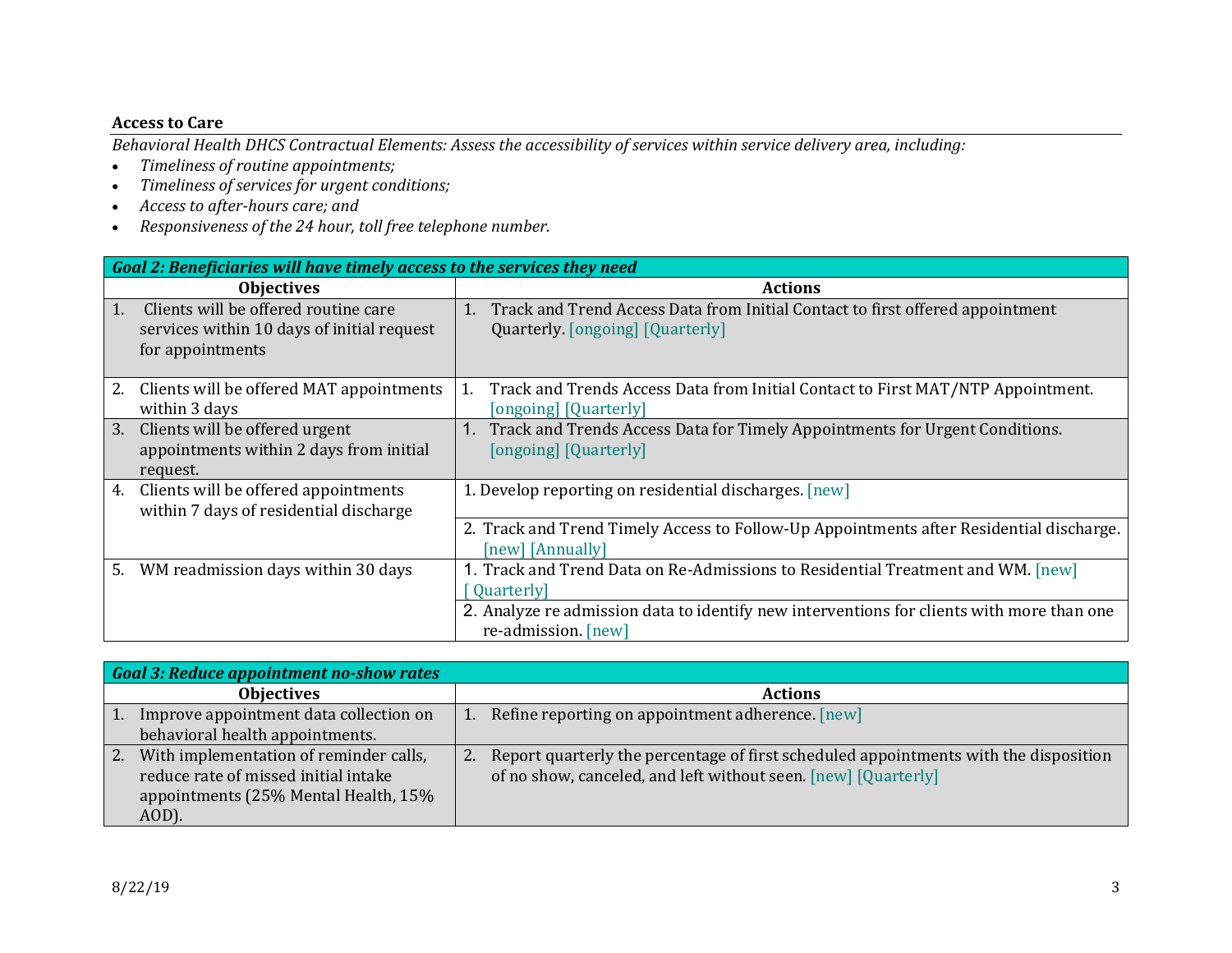### Access to Care

*Behavioral Health DHCS Contractual Elements: Assess the accessibility of services within service delivery area, including:*

- *Timeliness of routine appointments;*
- *Timeliness of services for urgent conditions;*
- *Access to after-hours care; and*
- *Responsiveness of the 24 hour, toll free telephone number.*

| ***Goal 2: Beneficiaries will have timely access to the services they need*** | |
|---|---|
| **Objectives** | **Actions** |
| 1. Clients will be offered routine care services within 10 days of initial request for appointments | 1. Track and Trend Access Data from Initial Contact to first offered appointment Quarterly. [ongoing] [Quarterly] |
| 2. Clients will be offered MAT appointments within 3 days | 1. Track and Trends Access Data from Initial Contact to First MAT/NTP Appointment. [ongoing] [Quarterly] |
| 3. Clients will be offered urgent appointments within 2 days from initial request. | 1. Track and Trends Access Data for Timely Appointments for Urgent Conditions. [ongoing] [Quarterly] |
| 4. Clients will be offered appointments within 7 days of residential discharge | 1. Develop reporting on residential discharges. [new] |
| | 2. Track and Trend Timely Access to Follow-Up Appointments after Residential discharge. [new] [Annually] |
| 5. WM readmission days within 30 days | 1. Track and Trend Data on Re-Admissions to Residential Treatment and WM. [new] [ Quarterly] |
| | 2. Analyze re admission data to identify new interventions for clients with more than one re-admission. [new] |

| ***Goal 3: Reduce appointment no-show rates*** | |
|---|---|
| **Objectives** | **Actions** |
| 1. Improve appointment data collection on behavioral health appointments. | 1. Refine reporting on appointment adherence. [new] |
| 2. With implementation of reminder calls, reduce rate of missed initial intake appointments (25% Mental Health, 15% AOD). | 2. Report quarterly the percentage of first scheduled appointments with the disposition of no show, canceled, and left without seen. [new] [Quarterly] |

8/22/19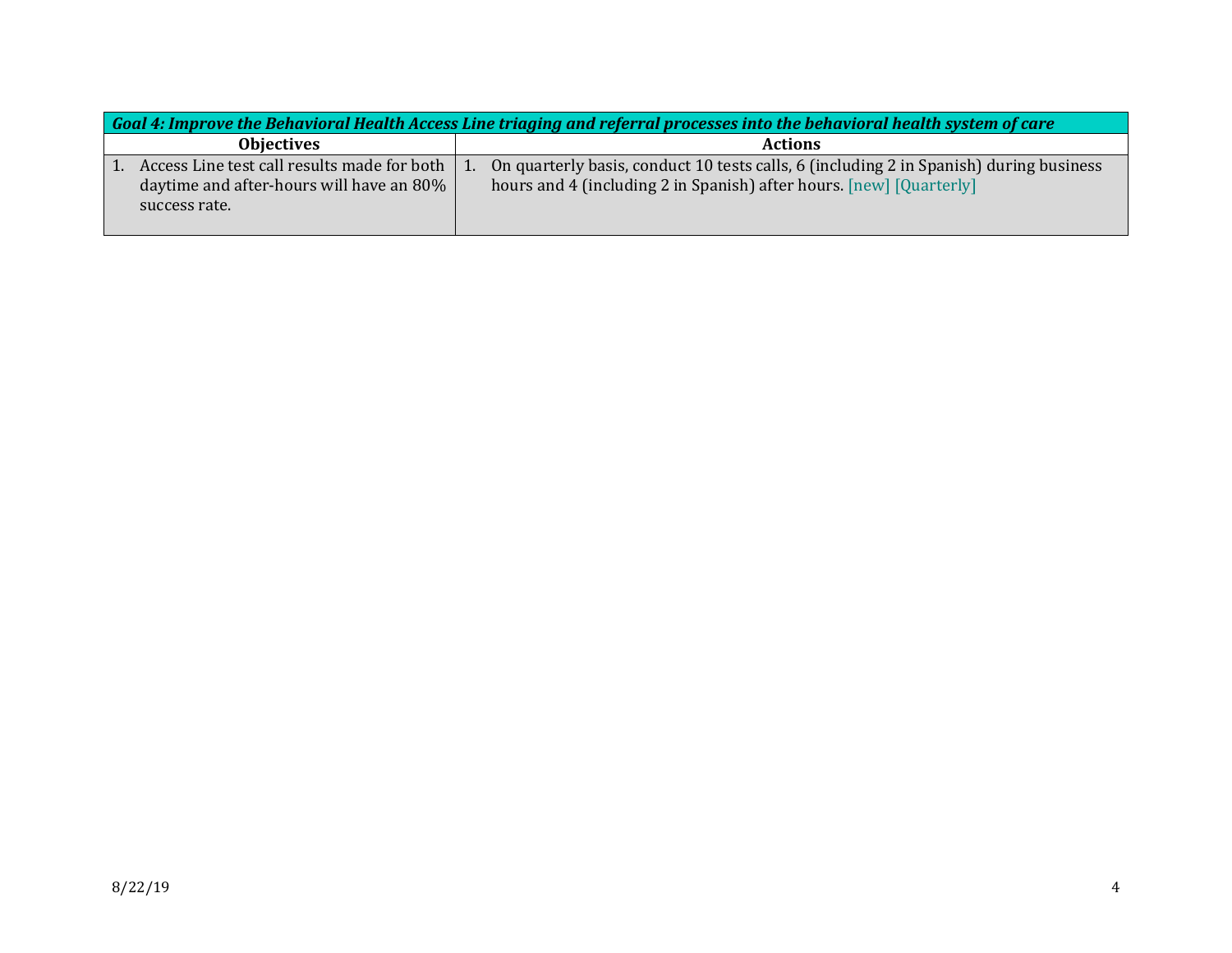| ***Goal 4: Improve the Behavioral Health Access Line triaging and referral processes into the behavioral health system of care*** | |
|---|---|
| **Objectives** | **Actions** |
| 1. Access Line test call results made for both daytime and after-hours will have an 80% success rate. | 1. On quarterly basis, conduct 10 tests calls, 6 (including 2 in Spanish) during business hours and 4 (including 2 in Spanish) after hours. [new] [Quarterly] |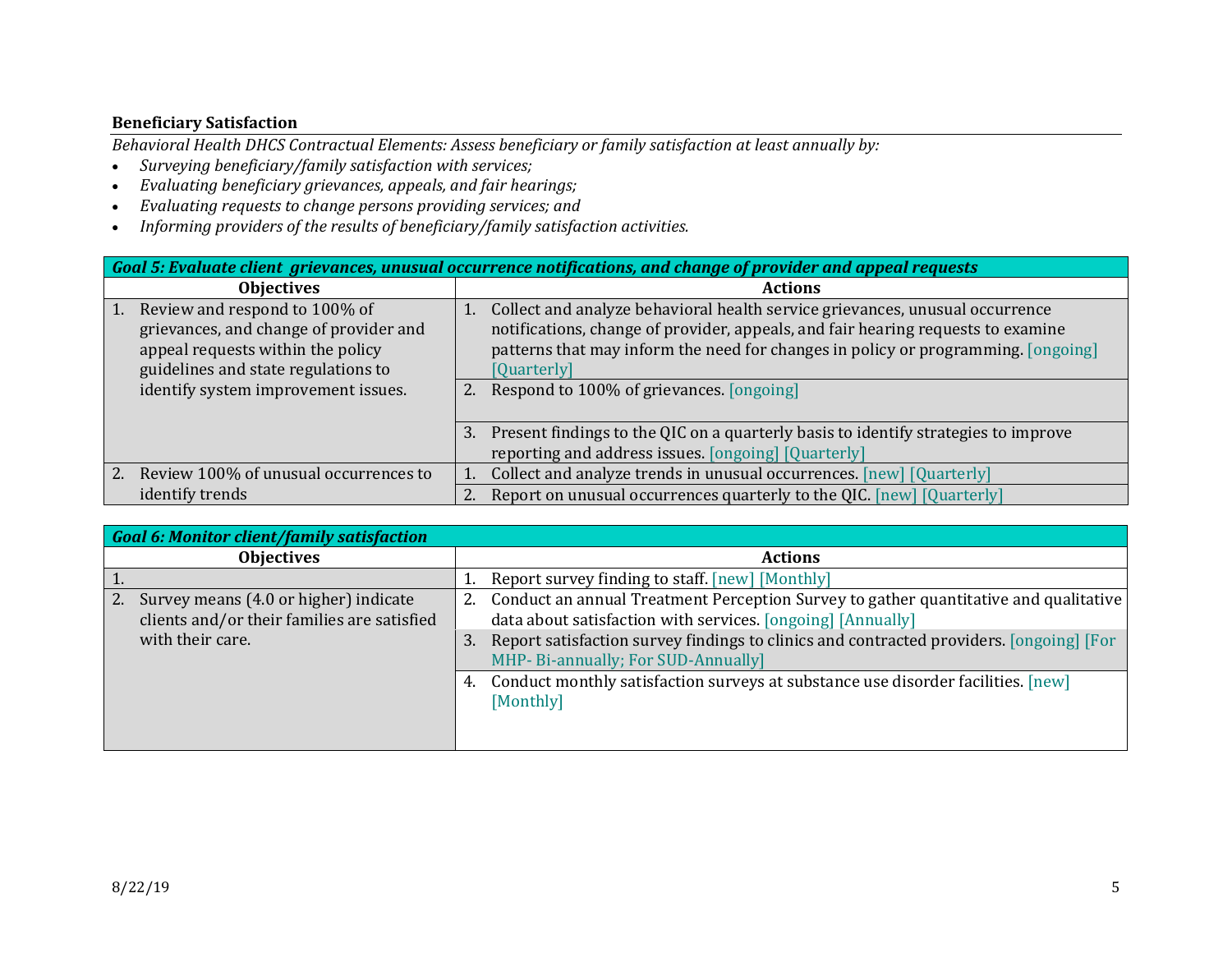**Beneficiary Satisfaction**

*Behavioral Health DHCS Contractual Elements: Assess beneficiary or family satisfaction at least annually by:*

- *Surveying beneficiary/family satisfaction with services;*
- *Evaluating beneficiary grievances, appeals, and fair hearings;*
- *Evaluating requests to change persons providing services; and*
- *Informing providers of the results of beneficiary/family satisfaction activities.*

| ***Goal 5: Evaluate client grievances, unusual occurrence notifications, and change of provider and appeal requests*** | |
|---|---|
| **Objectives** | **Actions** |
| 1. Review and respond to 100% of grievances, and change of provider and appeal requests within the policy guidelines and state regulations to identify system improvement issues. | 1. Collect and analyze behavioral health service grievances, unusual occurrence notifications, change of provider, appeals, and fair hearing requests to examine patterns that may inform the need for changes in policy or programming. [ongoing] [Quarterly] |
| | 2. Respond to 100% of grievances. [ongoing] |
| | 3. Present findings to the QIC on a quarterly basis to identify strategies to improve reporting and address issues. [ongoing] [Quarterly] |
| 2. Review 100% of unusual occurrences to identify trends | 1. Collect and analyze trends in unusual occurrences. [new] [Quarterly] |
| | 2. Report on unusual occurrences quarterly to the QIC. [new] [Quarterly] |

| ***Goal 6: Monitor client/family satisfaction*** | |
|---|---|
| **Objectives** | **Actions** |
| 1. | 1. Report survey finding to staff. [new] [Monthly] |
| 2. Survey means (4.0 or higher) indicate clients and/or their families are satisfied with their care. | 2. Conduct an annual Treatment Perception Survey to gather quantitative and qualitative data about satisfaction with services. [ongoing] [Annually] |
| | 3. Report satisfaction survey findings to clinics and contracted providers. [ongoing] [For MHP- Bi-annually; For SUD-Annually] |
| | 4. Conduct monthly satisfaction surveys at substance use disorder facilities. [new] [Monthly] |

8/22/19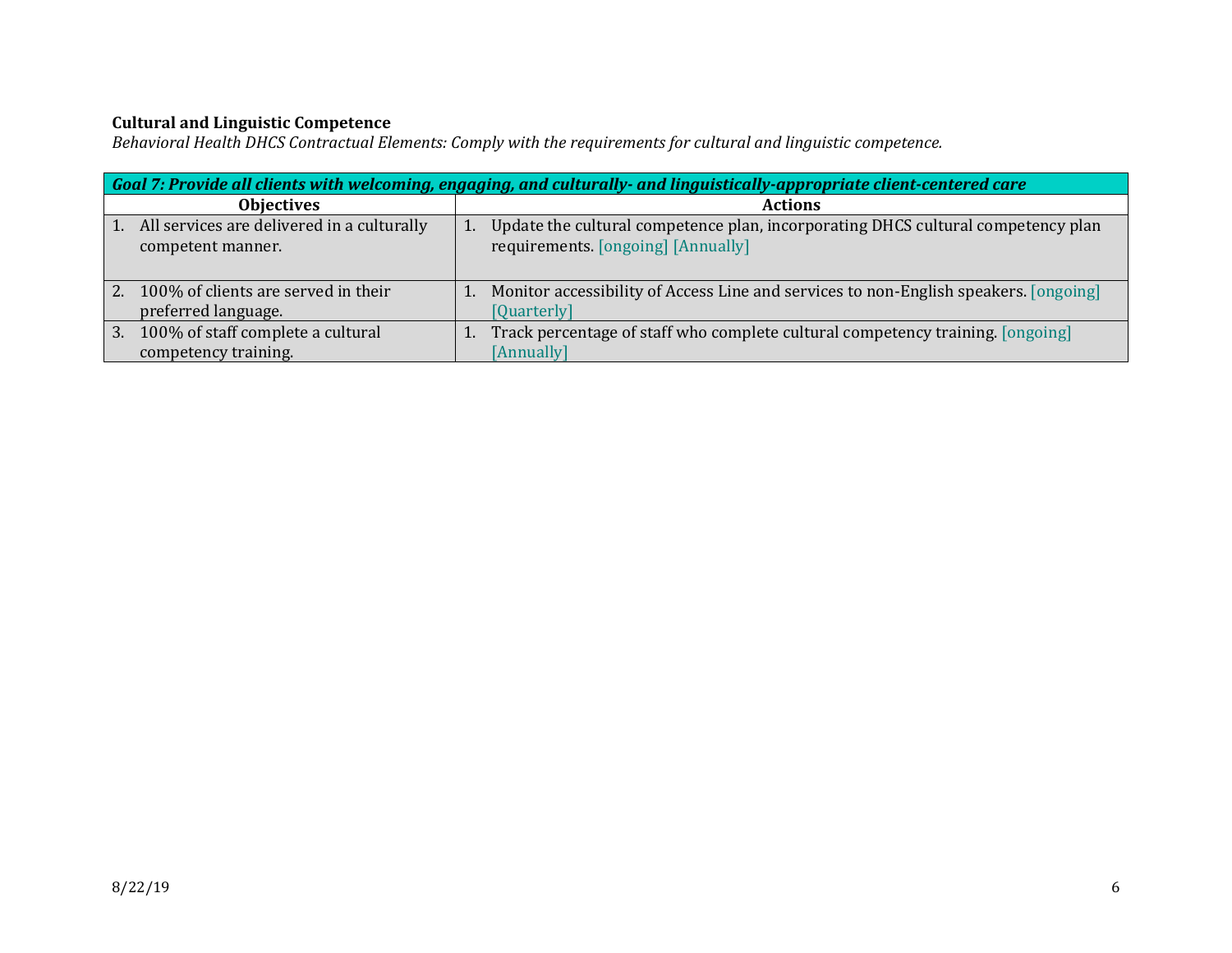**Cultural and Linguistic Competence**

*Behavioral Health DHCS Contractual Elements: Comply with the requirements for cultural and linguistic competence.*

| ***Goal 7: Provide all clients with welcoming, engaging, and culturally- and linguistically-appropriate client-centered care*** | |
|---|---|
| **Objectives** | **Actions** |
| 1. All services are delivered in a culturally competent manner. | 1. Update the cultural competence plan, incorporating DHCS cultural competency plan requirements. [ongoing] [Annually] |
| 2. 100% of clients are served in their preferred language. | 1. Monitor accessibility of Access Line and services to non-English speakers. [ongoing] [Quarterly] |
| 3. 100% of staff complete a cultural competency training. | 1. Track percentage of staff who complete cultural competency training. [ongoing] [Annually] |

8/22/19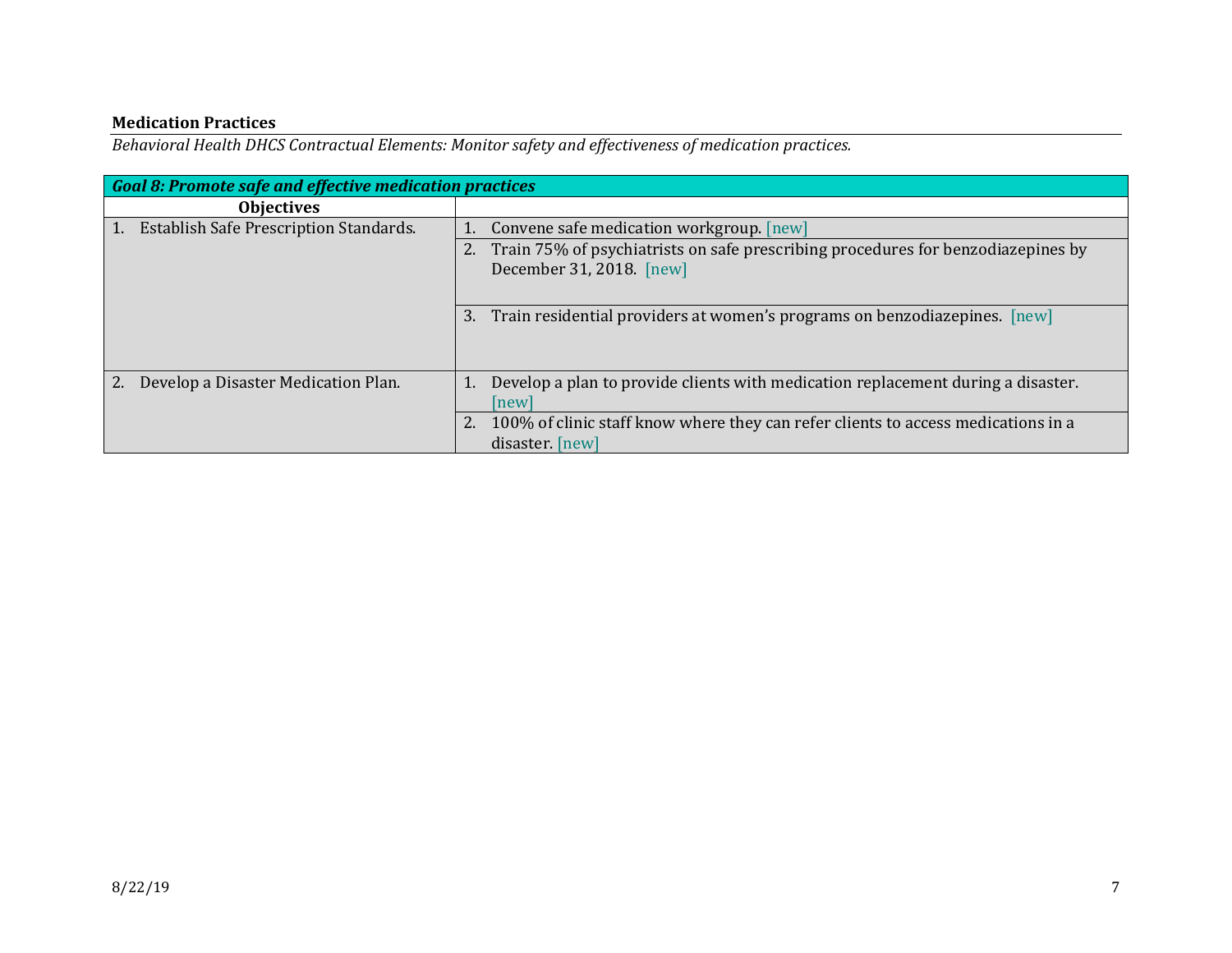**Medication Practices**

*Behavioral Health DHCS Contractual Elements: Monitor safety and effectiveness of medication practices.*

| ***Goal 8: Promote safe and effective medication practices*** | |
|---|---|
| **Objectives** | |
| 1. Establish Safe Prescription Standards. | 1. Convene safe medication workgroup. [new] |
| | 2. Train 75% of psychiatrists on safe prescribing procedures for benzodiazepines by December 31, 2018. [new] |
| | 3. Train residential providers at women's programs on benzodiazepines. [new] |
| 2. Develop a Disaster Medication Plan. | 1. Develop a plan to provide clients with medication replacement during a disaster. [new] |
| | 2. 100% of clinic staff know where they can refer clients to access medications in a disaster. [new] |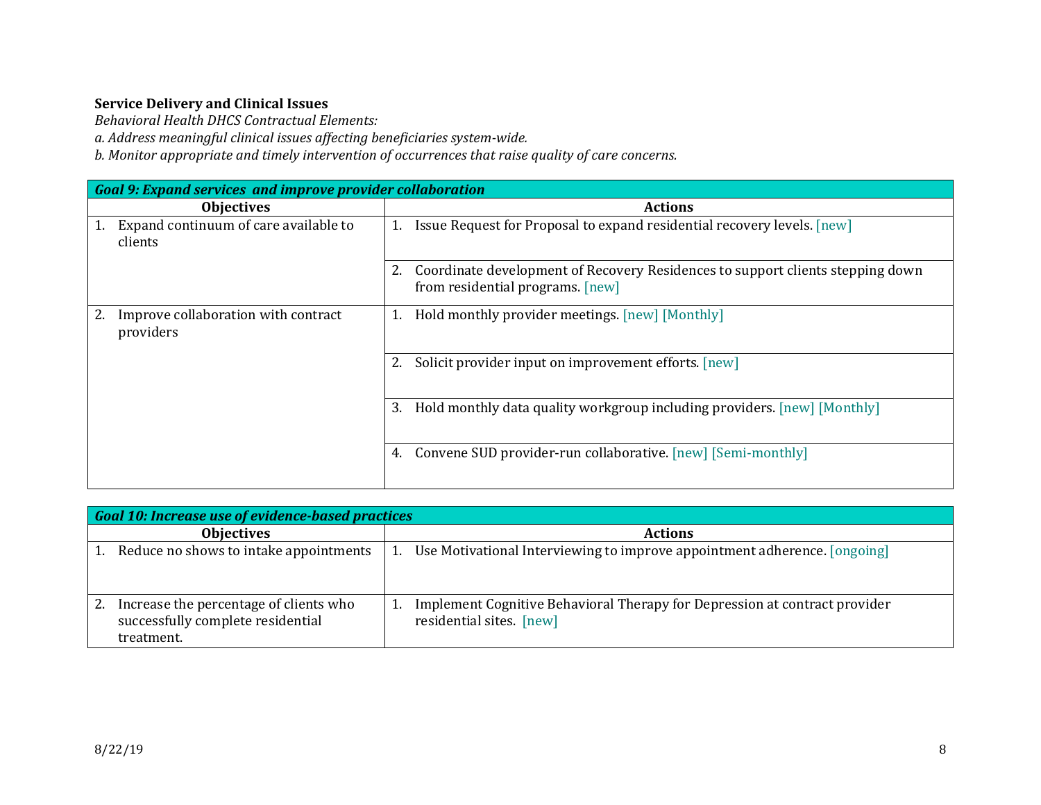**Service Delivery and Clinical Issues**

*Behavioral Health DHCS Contractual Elements:*

*a. Address meaningful clinical issues affecting beneficiaries system-wide.*

*b. Monitor appropriate and timely intervention of occurrences that raise quality of care concerns.*

| ***Goal 9: Expand services and improve provider collaboration*** | |
|---|---|
| **Objectives** | **Actions** |
| 1. Expand continuum of care available to clients | 1. Issue Request for Proposal to expand residential recovery levels. [new] |
| | 2. Coordinate development of Recovery Residences to support clients stepping down from residential programs. [new] |
| 2. Improve collaboration with contract providers | 1. Hold monthly provider meetings. [new] [Monthly] |
| | 2. Solicit provider input on improvement efforts. [new] |
| | 3. Hold monthly data quality workgroup including providers. [new] [Monthly] |
| | 4. Convene SUD provider-run collaborative. [new] [Semi-monthly] |

| ***Goal 10: Increase use of evidence-based practices*** | |
|---|---|
| **Objectives** | **Actions** |
| 1. Reduce no shows to intake appointments | 1. Use Motivational Interviewing to improve appointment adherence. [ongoing] |
| 2. Increase the percentage of clients who successfully complete residential treatment. | 1. Implement Cognitive Behavioral Therapy for Depression at contract provider residential sites. [new] |

8/22/19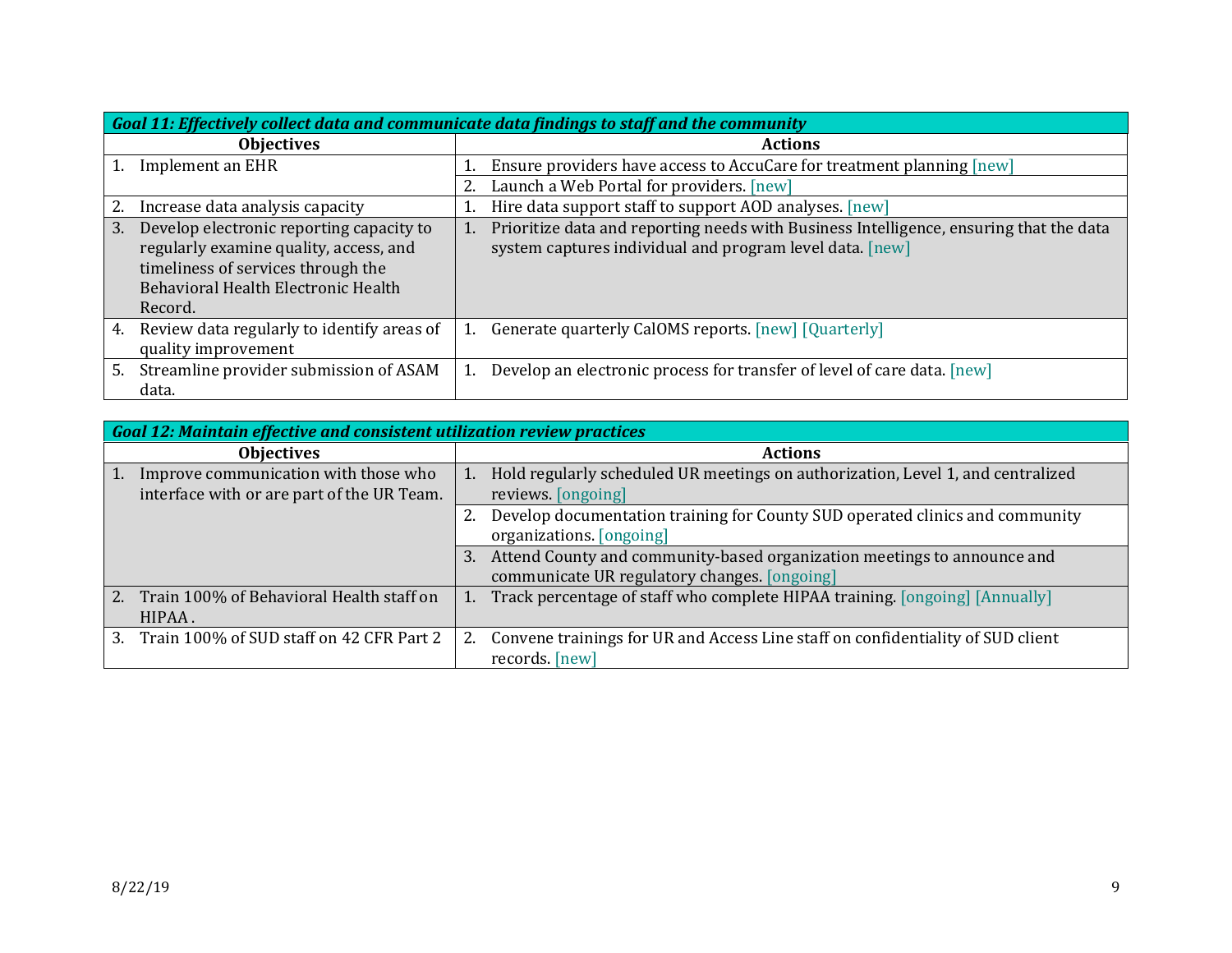| *Goal 11: Effectively collect data and communicate data findings to staff and the community* | |
|---|---|
| **Objectives** | **Actions** |
| 1. Implement an EHR | 1. Ensure providers have access to AccuCare for treatment planning [new] |
| | 2. Launch a Web Portal for providers. [new] |
| 2. Increase data analysis capacity | 1. Hire data support staff to support AOD analyses. [new] |
| 3. Develop electronic reporting capacity to regularly examine quality, access, and timeliness of services through the Behavioral Health Electronic Health Record. | 1. Prioritize data and reporting needs with Business Intelligence, ensuring that the data system captures individual and program level data. [new] |
| 4. Review data regularly to identify areas of quality improvement | 1. Generate quarterly CalOMS reports. [new] [Quarterly] |
| 5. Streamline provider submission of ASAM data. | 1. Develop an electronic process for transfer of level of care data. [new] |

| *Goal 12: Maintain effective and consistent utilization review practices* | |
|---|---|
| **Objectives** | **Actions** |
| 1. Improve communication with those who interface with or are part of the UR Team. | 1. Hold regularly scheduled UR meetings on authorization, Level 1, and centralized reviews. [ongoing] |
| | 2. Develop documentation training for County SUD operated clinics and community organizations. [ongoing] |
| | 3. Attend County and community-based organization meetings to announce and communicate UR regulatory changes. [ongoing] |
| 2. Train 100% of Behavioral Health staff on HIPAA . | 1. Track percentage of staff who complete HIPAA training. [ongoing] [Annually] |
| 3. Train 100% of SUD staff on 42 CFR Part 2 | 2. Convene trainings for UR and Access Line staff on confidentiality of SUD client records. [new] |

8/22/19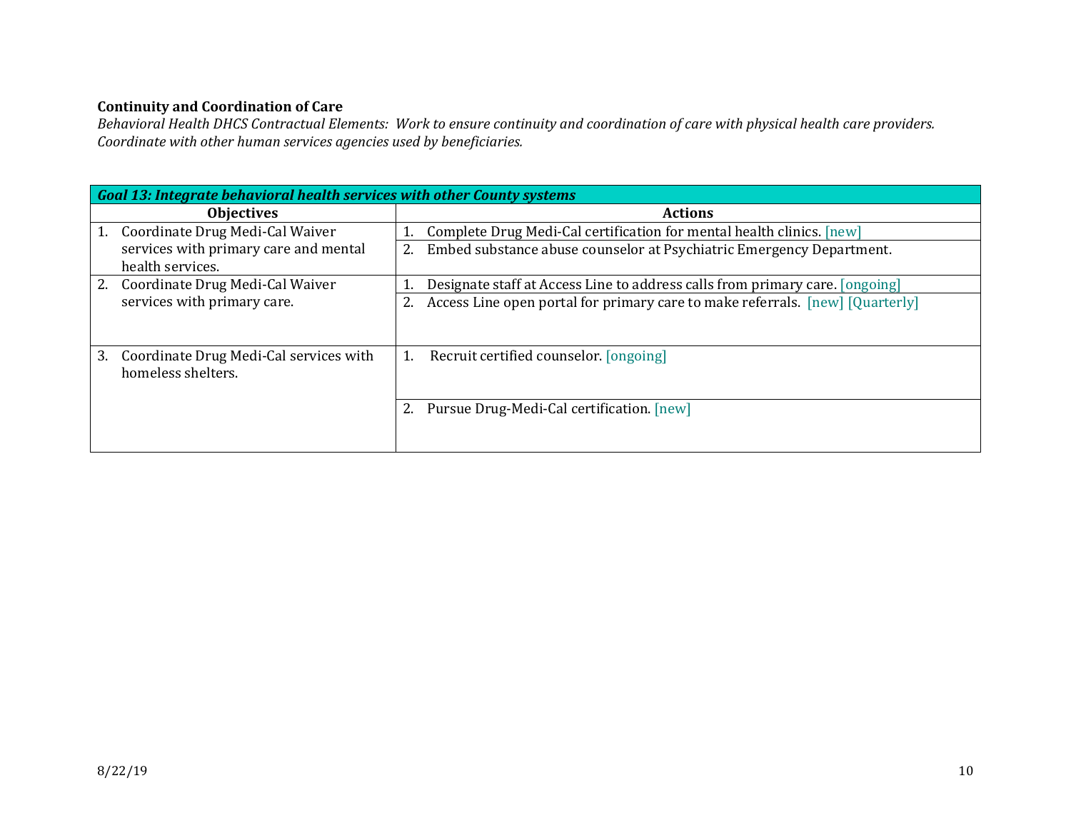**Continuity and Coordination of Care**

*Behavioral Health DHCS Contractual Elements: Work to ensure continuity and coordination of care with physical health care providers. Coordinate with other human services agencies used by beneficiaries.*

| ***Goal 13: Integrate behavioral health services with other County systems*** | |
|---|---|
| **Objectives** | **Actions** |
| 1. Coordinate Drug Medi-Cal Waiver services with primary care and mental health services. | 1. Complete Drug Medi-Cal certification for mental health clinics. [new] |
| | 2. Embed substance abuse counselor at Psychiatric Emergency Department. |
| 2. Coordinate Drug Medi-Cal Waiver services with primary care. | 1. Designate staff at Access Line to address calls from primary care. [ongoing] |
| | 2. Access Line open portal for primary care to make referrals. [new] [Quarterly] |
| 3. Coordinate Drug Medi-Cal services with homeless shelters. | 1. Recruit certified counselor. [ongoing] |
| | 2. Pursue Drug-Medi-Cal certification. [new] |

8/22/19